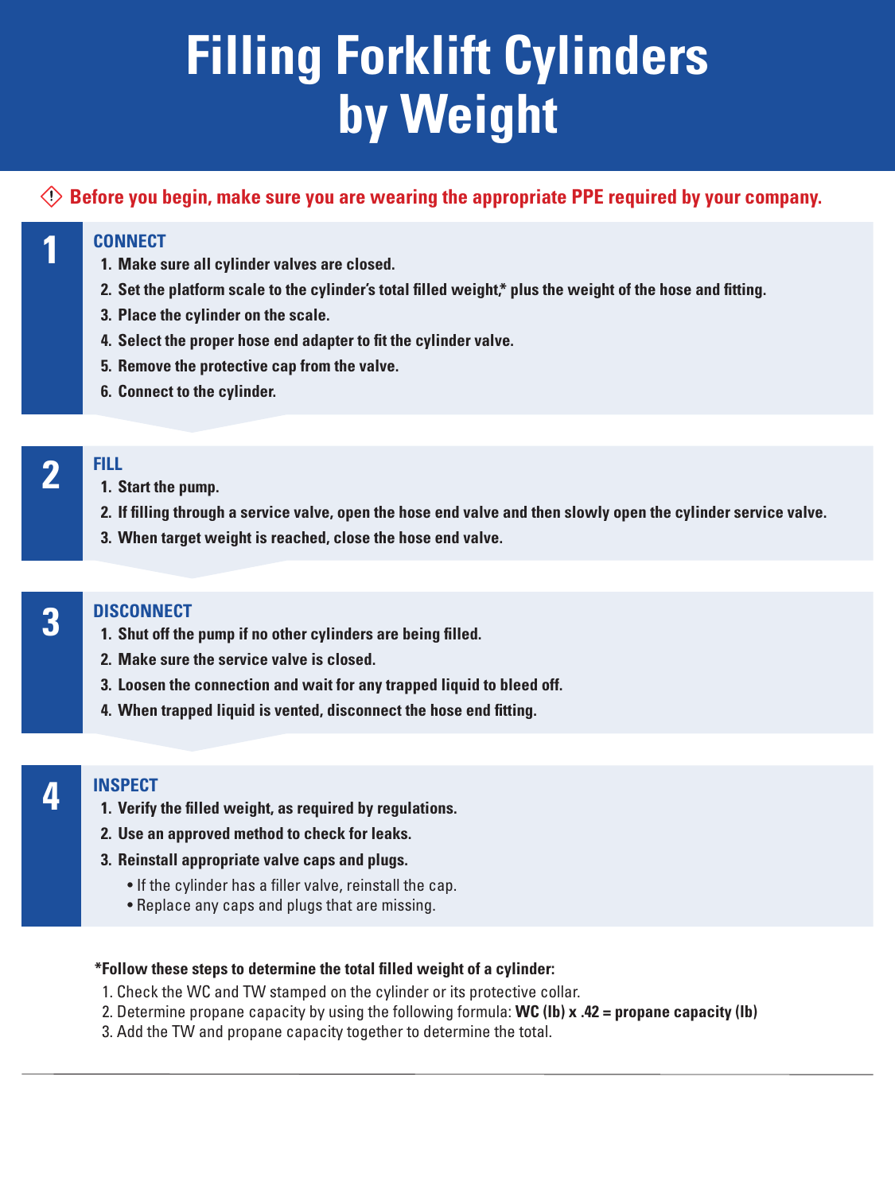# Filling Forklift Cylinders by Weight

**Before you begin, make sure you are wearing the appropriate PPE required by your company.**

## 1 CONNECT

1. **Make sure all cylinder valves are closed.**
2. **Set the platform scale to the cylinder's total filled weight,* plus the weight of the hose and fitting.**
3. **Place the cylinder on the scale.**
4. **Select the proper hose end adapter to fit the cylinder valve.**
5. **Remove the protective cap from the valve.**
6. **Connect to the cylinder.**

## 2 FILL

1. **Start the pump.**
2. **If filling through a service valve, open the hose end valve and then slowly open the cylinder service valve.**
3. **When target weight is reached, close the hose end valve.**

## 3 DISCONNECT

1. **Shut off the pump if no other cylinders are being filled.**
2. **Make sure the service valve is closed.**
3. **Loosen the connection and wait for any trapped liquid to bleed off.**
4. **When trapped liquid is vented, disconnect the hose end fitting.**

## 4 INSPECT

1. **Verify the filled weight, as required by regulations.**
2. **Use an approved method to check for leaks.**
3. **Reinstall appropriate valve caps and plugs.**
   - If the cylinder has a filler valve, reinstall the cap.
   - Replace any caps and plugs that are missing.

**\*Follow these steps to determine the total filled weight of a cylinder:**

1. Check the WC and TW stamped on the cylinder or its protective collar.
2. Determine propane capacity by using the following formula: **WC (lb) x .42 = propane capacity (lb)**
3. Add the TW and propane capacity together to determine the total.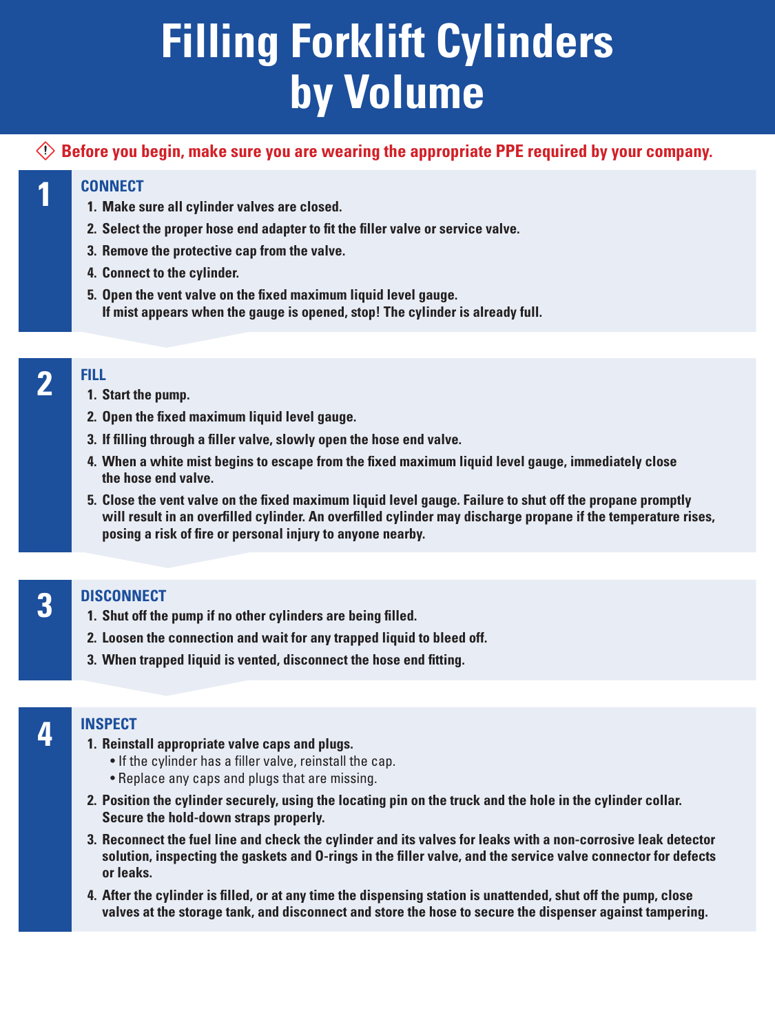# Filling Forklift Cylinders by Volume

**Before you begin, make sure you are wearing the appropriate PPE required by your company.**

## 1 CONNECT

1. Make sure all cylinder valves are closed.
2. Select the proper hose end adapter to fit the filler valve or service valve.
3. Remove the protective cap from the valve.
4. Connect to the cylinder.
5. Open the vent valve on the fixed maximum liquid level gauge.
   If mist appears when the gauge is opened, stop! The cylinder is already full.

## 2 FILL

1. Start the pump.
2. Open the fixed maximum liquid level gauge.
3. If filling through a filler valve, slowly open the hose end valve.
4. When a white mist begins to escape from the fixed maximum liquid level gauge, immediately close the hose end valve.
5. Close the vent valve on the fixed maximum liquid level gauge. Failure to shut off the propane promptly will result in an overfilled cylinder. An overfilled cylinder may discharge propane if the temperature rises, posing a risk of fire or personal injury to anyone nearby.

## 3 DISCONNECT

1. Shut off the pump if no other cylinders are being filled.
2. Loosen the connection and wait for any trapped liquid to bleed off.
3. When trapped liquid is vented, disconnect the hose end fitting.

## 4 INSPECT

1. Reinstall appropriate valve caps and plugs.
   - If the cylinder has a filler valve, reinstall the cap.
   - Replace any caps and plugs that are missing.
2. Position the cylinder securely, using the locating pin on the truck and the hole in the cylinder collar. Secure the hold-down straps properly.
3. Reconnect the fuel line and check the cylinder and its valves for leaks with a non-corrosive leak detector solution, inspecting the gaskets and O-rings in the filler valve, and the service valve connector for defects or leaks.
4. After the cylinder is filled, or at any time the dispensing station is unattended, shut off the pump, close valves at the storage tank, and disconnect and store the hose to secure the dispenser against tampering.